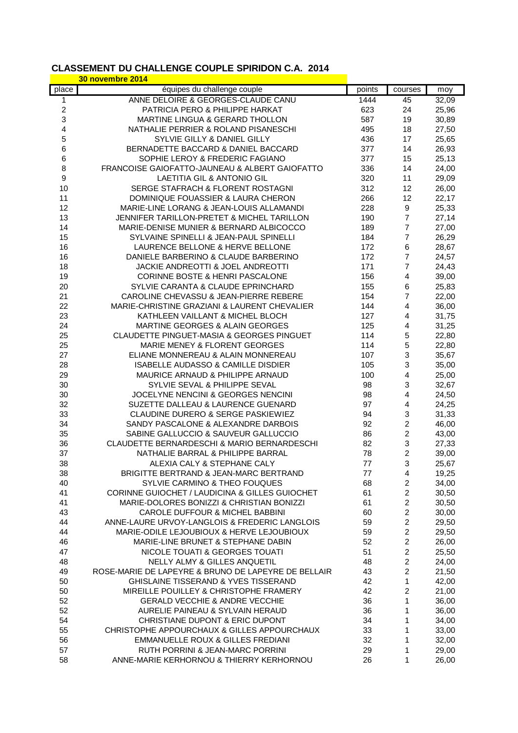# CLASSEMENT DU CHALLENGE COUPLE SPIRIDON C.A. 2014

**30 novembre 2014**

| place | équipes du challenge couple | points | courses | moy |
|---|---|---|---|---|
| 1 | ANNE DELOIRE & GEORGES-CLAUDE CANU | 1444 | 45 | 32,09 |
| 2 | PATRICIA PERO & PHILIPPE HARKAT | 623 | 24 | 25,96 |
| 3 | MARTINE LINGUA & GERARD THOLLON | 587 | 19 | 30,89 |
| 4 | NATHALIE PERRIER & ROLAND PISANESCHI | 495 | 18 | 27,50 |
| 5 | SYLVIE GILLY & DANIEL GILLY | 436 | 17 | 25,65 |
| 6 | BERNADETTE BACCARD & DANIEL BACCARD | 377 | 14 | 26,93 |
| 6 | SOPHIE LEROY & FREDERIC FAGIANO | 377 | 15 | 25,13 |
| 8 | FRANCOISE GAIOFATTO-JAUNEAU & ALBERT GAIOFATTO | 336 | 14 | 24,00 |
| 9 | LAETITIA GIL & ANTONIO GIL | 320 | 11 | 29,09 |
| 10 | SERGE STAFRACH & FLORENT ROSTAGNI | 312 | 12 | 26,00 |
| 11 | DOMINIQUE FOUASSIER & LAURA CHERON | 266 | 12 | 22,17 |
| 12 | MARIE-LINE LORANG & JEAN-LOUIS ALLAMANDI | 228 | 9 | 25,33 |
| 13 | JENNIFER TARILLON-PRETET & MICHEL TARILLON | 190 | 7 | 27,14 |
| 14 | MARIE-DENISE MUNIER & BERNARD ALBICOCCO | 189 | 7 | 27,00 |
| 15 | SYLVAINE SPINELLI & JEAN-PAUL SPINELLI | 184 | 7 | 26,29 |
| 16 | LAURENCE BELLONE & HERVE BELLONE | 172 | 6 | 28,67 |
| 16 | DANIELE BARBERINO & CLAUDE BARBERINO | 172 | 7 | 24,57 |
| 18 | JACKIE ANDREOTTI & JOEL ANDREOTTI | 171 | 7 | 24,43 |
| 19 | CORINNE BOSTE & HENRI PASCALONE | 156 | 4 | 39,00 |
| 20 | SYLVIE CARANTA & CLAUDE EPRINCHARD | 155 | 6 | 25,83 |
| 21 | CAROLINE CHEVASSU & JEAN-PIERRE REBERE | 154 | 7 | 22,00 |
| 22 | MARIE-CHRISTINE GRAZIANI & LAURENT CHEVALIER | 144 | 4 | 36,00 |
| 23 | KATHLEEN VAILLANT & MICHEL BLOCH | 127 | 4 | 31,75 |
| 24 | MARTINE GEORGES & ALAIN GEORGES | 125 | 4 | 31,25 |
| 25 | CLAUDETTE PINGUET-MASIA & GEORGES PINGUET | 114 | 5 | 22,80 |
| 25 | MARIE MENEY & FLORENT GEORGES | 114 | 5 | 22,80 |
| 27 | ELIANE MONNEREAU & ALAIN MONNEREAU | 107 | 3 | 35,67 |
| 28 | ISABELLE AUDASSO & CAMILLE DISDIER | 105 | 3 | 35,00 |
| 29 | MAURICE ARNAUD & PHILIPPE ARNAUD | 100 | 4 | 25,00 |
| 30 | SYLVIE SEVAL & PHILIPPE SEVAL | 98 | 3 | 32,67 |
| 30 | JOCELYNE NENCINI & GEORGES NENCINI | 98 | 4 | 24,50 |
| 32 | SUZETTE DALLEAU & LAURENCE GUENARD | 97 | 4 | 24,25 |
| 33 | CLAUDINE DURERO & SERGE PASKIEWIEZ | 94 | 3 | 31,33 |
| 34 | SANDY PASCALONE & ALEXANDRE DARBOIS | 92 | 2 | 46,00 |
| 35 | SABINE GALLUCCIO & SAUVEUR GALLUCCIO | 86 | 2 | 43,00 |
| 36 | CLAUDETTE BERNARDESCHI & MARIO BERNARDESCHI | 82 | 3 | 27,33 |
| 37 | NATHALIE BARRAL & PHILIPPE BARRAL | 78 | 2 | 39,00 |
| 38 | ALEXIA CALY & STEPHANE CALY | 77 | 3 | 25,67 |
| 38 | BRIGITTE BERTRAND & JEAN-MARC BERTRAND | 77 | 4 | 19,25 |
| 40 | SYLVIE CARMINO & THEO FOUQUES | 68 | 2 | 34,00 |
| 41 | CORINNE GUIOCHET / LAUDICINA & GILLES GUIOCHET | 61 | 2 | 30,50 |
| 41 | MARIE-DOLORES BONIZZI & CHRISTIAN BONIZZI | 61 | 2 | 30,50 |
| 43 | CAROLE DUFFOUR & MICHEL BABBINI | 60 | 2 | 30,00 |
| 44 | ANNE-LAURE URVOY-LANGLOIS & FREDERIC LANGLOIS | 59 | 2 | 29,50 |
| 44 | MARIE-ODILE LEJOUBIOUX & HERVE LEJOUBIOUX | 59 | 2 | 29,50 |
| 46 | MARIE-LINE BRUNET & STEPHANE DABIN | 52 | 2 | 26,00 |
| 47 | NICOLE TOUATI & GEORGES TOUATI | 51 | 2 | 25,50 |
| 48 | NELLY ALMY & GILLES ANQUETIL | 48 | 2 | 24,00 |
| 49 | ROSE-MARIE DE LAPEYRE & BRUNO DE LAPEYRE DE BELLAIR | 43 | 2 | 21,50 |
| 50 | GHISLAINE TISSERAND & YVES TISSERAND | 42 | 1 | 42,00 |
| 50 | MIREILLE POUILLEY & CHRISTOPHE FRAMERY | 42 | 2 | 21,00 |
| 52 | GERALD VECCHIE & ANDRE VECCHIE | 36 | 1 | 36,00 |
| 52 | AURELIE PAINEAU & SYLVAIN HERAUD | 36 | 1 | 36,00 |
| 54 | CHRISTIANE DUPONT & ERIC DUPONT | 34 | 1 | 34,00 |
| 55 | CHRISTOPHE APPOURCHAUX & GILLES APPOURCHAUX | 33 | 1 | 33,00 |
| 56 | EMMANUELLE ROUX & GILLES FREDIANI | 32 | 1 | 32,00 |
| 57 | RUTH PORRINI & JEAN-MARC PORRINI | 29 | 1 | 29,00 |
| 58 | ANNE-MARIE KERHORNOU & THIERRY KERHORNOU | 26 | 1 | 26,00 |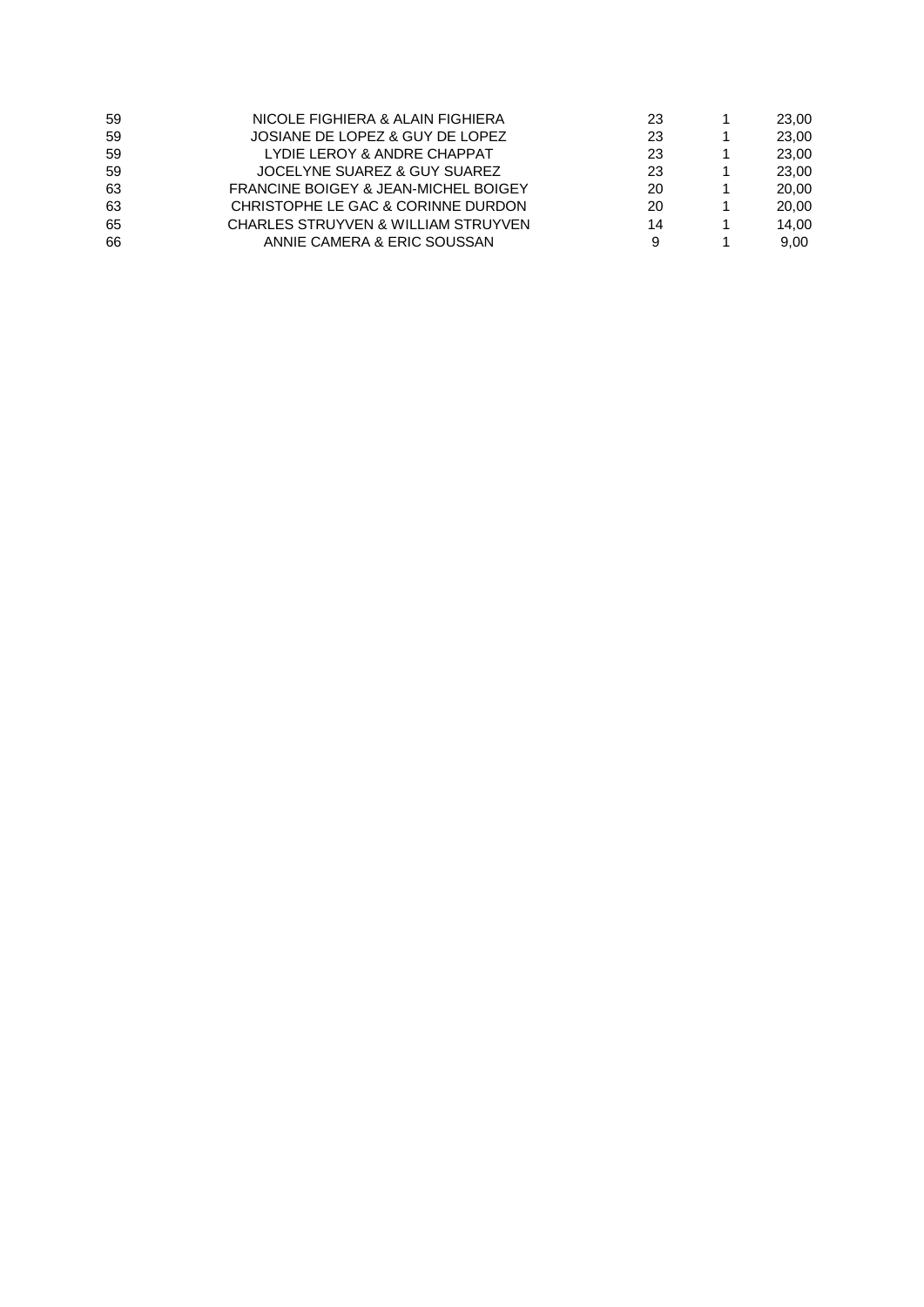| | | | | |
|---|---|---|---|---|
| 59 | NICOLE FIGHIERA & ALAIN FIGHIERA | 23 | 1 | 23,00 |
| 59 | JOSIANE DE LOPEZ & GUY DE LOPEZ | 23 | 1 | 23,00 |
| 59 | LYDIE LEROY & ANDRE CHAPPAT | 23 | 1 | 23,00 |
| 59 | JOCELYNE SUAREZ & GUY SUAREZ | 23 | 1 | 23,00 |
| 63 | FRANCINE BOIGEY & JEAN-MICHEL BOIGEY | 20 | 1 | 20,00 |
| 63 | CHRISTOPHE LE GAC & CORINNE DURDON | 20 | 1 | 20,00 |
| 65 | CHARLES STRUYVEN & WILLIAM STRUYVEN | 14 | 1 | 14,00 |
| 66 | ANNIE CAMERA & ERIC SOUSSAN | 9 | 1 | 9,00 |